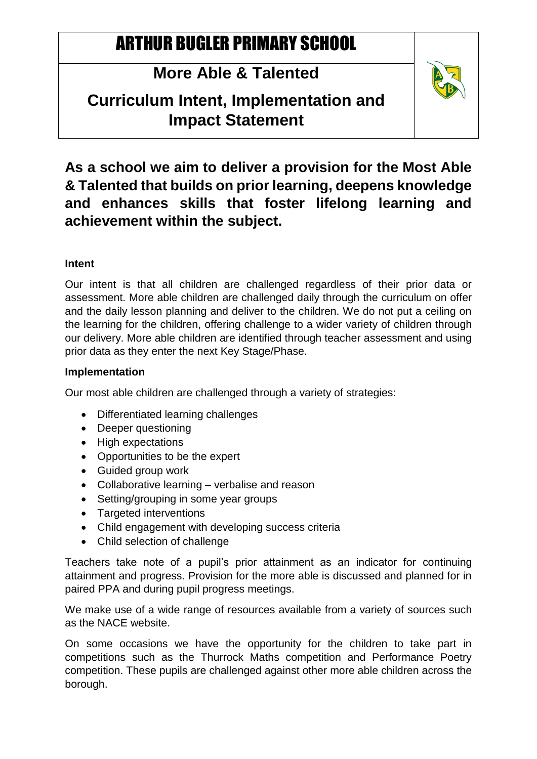# ARTHUR BUGLER PRIMARY SCHOOL

## More Able & Talented

## Curriculum Intent, Implementation and Impact Statement

**As a school we aim to deliver a provision for the Most Able & Talented that builds on prior learning, deepens knowledge and enhances skills that foster lifelong learning and achievement within the subject.**

### Intent

Our intent is that all children are challenged regardless of their prior data or assessment. More able children are challenged daily through the curriculum on offer and the daily lesson planning and deliver to the children. We do not put a ceiling on the learning for the children, offering challenge to a wider variety of children through our delivery. More able children are identified through teacher assessment and using prior data as they enter the next Key Stage/Phase.

### Implementation

Our most able children are challenged through a variety of strategies:

- Differentiated learning challenges
- Deeper questioning
- High expectations
- Opportunities to be the expert
- Guided group work
- Collaborative learning – verbalise and reason
- Setting/grouping in some year groups
- Targeted interventions
- Child engagement with developing success criteria
- Child selection of challenge

Teachers take note of a pupil's prior attainment as an indicator for continuing attainment and progress. Provision for the more able is discussed and planned for in paired PPA and during pupil progress meetings.

We make use of a wide range of resources available from a variety of sources such as the NACE website.

On some occasions we have the opportunity for the children to take part in competitions such as the Thurrock Maths competition and Performance Poetry competition. These pupils are challenged against other more able children across the borough.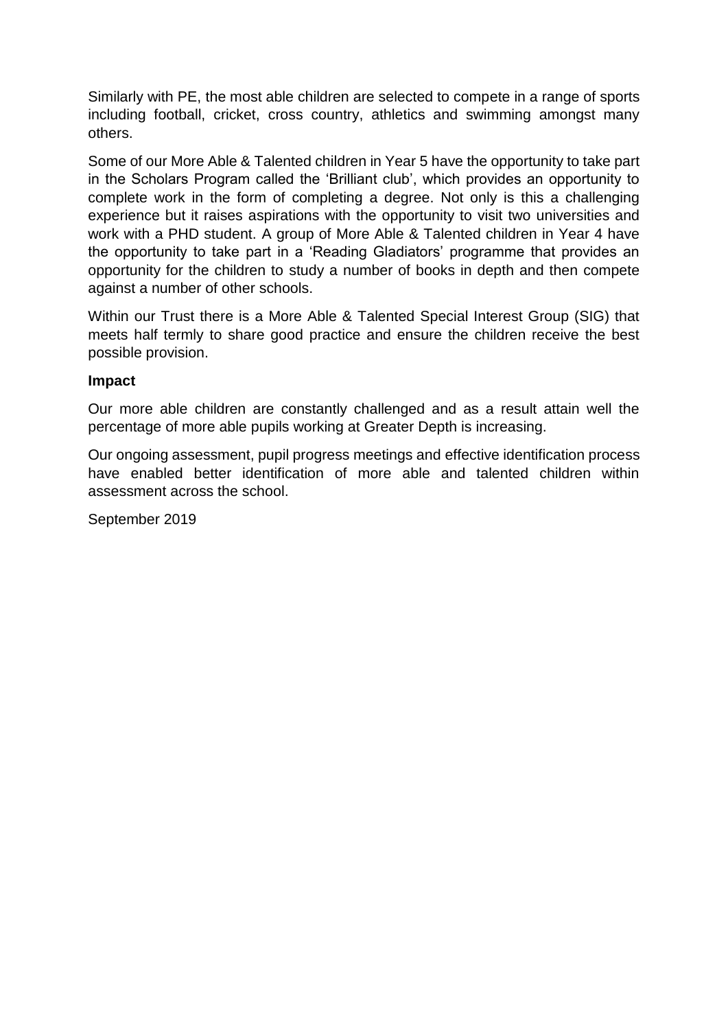Similarly with PE, the most able children are selected to compete in a range of sports including football, cricket, cross country, athletics and swimming amongst many others.

Some of our More Able & Talented children in Year 5 have the opportunity to take part in the Scholars Program called the 'Brilliant club', which provides an opportunity to complete work in the form of completing a degree. Not only is this a challenging experience but it raises aspirations with the opportunity to visit two universities and work with a PHD student. A group of More Able & Talented children in Year 4 have the opportunity to take part in a 'Reading Gladiators' programme that provides an opportunity for the children to study a number of books in depth and then compete against a number of other schools.

Within our Trust there is a More Able & Talented Special Interest Group (SIG) that meets half termly to share good practice and ensure the children receive the best possible provision.

**Impact**

Our more able children are constantly challenged and as a result attain well the percentage of more able pupils working at Greater Depth is increasing.

Our ongoing assessment, pupil progress meetings and effective identification process have enabled better identification of more able and talented children within assessment across the school.

September 2019